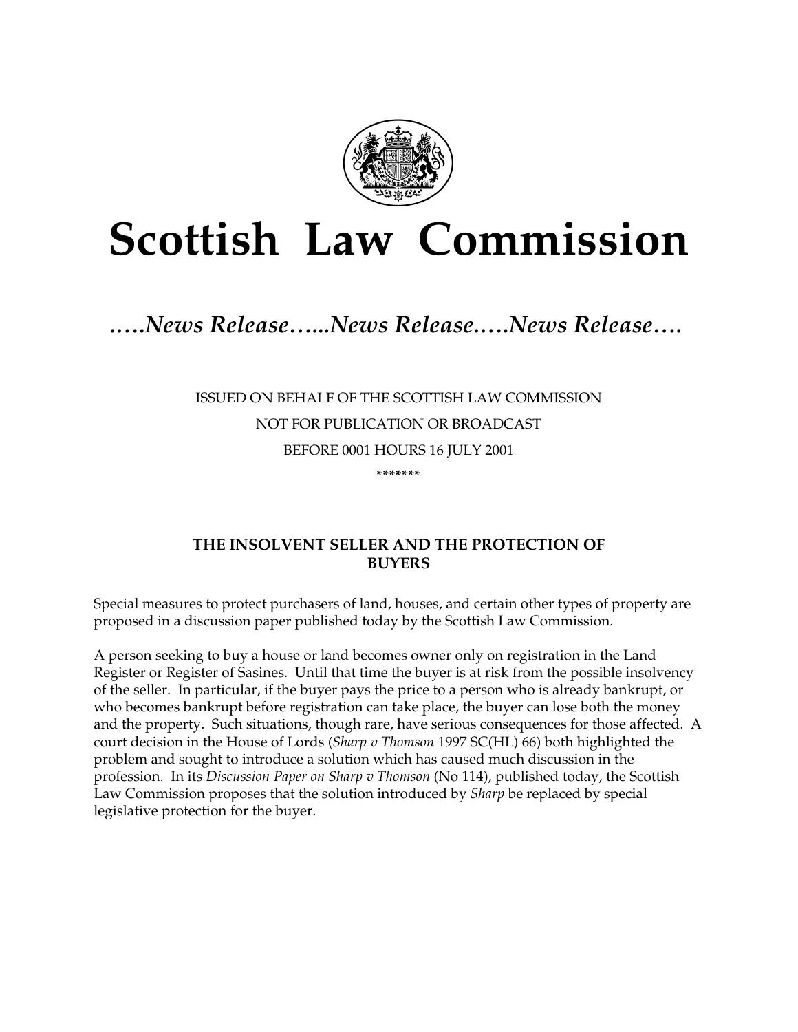# Scottish Law Commission

*…..News Release…...News Release…..News Release….*

ISSUED ON BEHALF OF THE SCOTTISH LAW COMMISSION

NOT FOR PUBLICATION OR BROADCAST

BEFORE 0001 HOURS 16 JULY 2001

\*\*\*\*\*\*\*

**THE INSOLVENT SELLER AND THE PROTECTION OF BUYERS**

Special measures to protect purchasers of land, houses, and certain other types of property are proposed in a discussion paper published today by the Scottish Law Commission.

A person seeking to buy a house or land becomes owner only on registration in the Land Register or Register of Sasines. Until that time the buyer is at risk from the possible insolvency of the seller. In particular, if the buyer pays the price to a person who is already bankrupt, or who becomes bankrupt before registration can take place, the buyer can lose both the money and the property. Such situations, though rare, have serious consequences for those affected. A court decision in the House of Lords (*Sharp v Thomson* 1997 SC(HL) 66) both highlighted the problem and sought to introduce a solution which has caused much discussion in the profession. In its *Discussion Paper on Sharp v Thomson* (No 114), published today, the Scottish Law Commission proposes that the solution introduced by *Sharp* be replaced by special legislative protection for the buyer.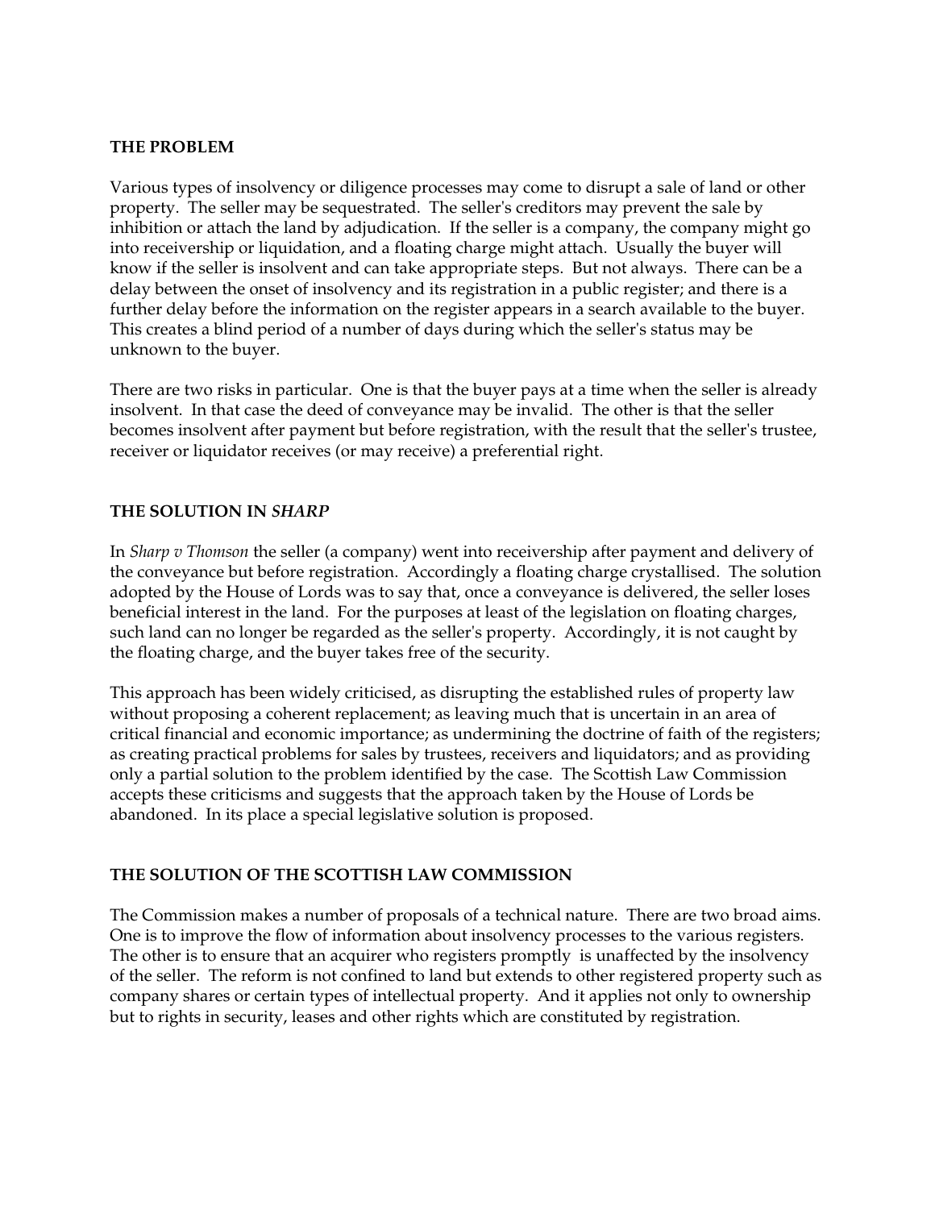**THE PROBLEM**

Various types of insolvency or diligence processes may come to disrupt a sale of land or other property. The seller may be sequestrated. The seller's creditors may prevent the sale by inhibition or attach the land by adjudication. If the seller is a company, the company might go into receivership or liquidation, and a floating charge might attach. Usually the buyer will know if the seller is insolvent and can take appropriate steps. But not always. There can be a delay between the onset of insolvency and its registration in a public register; and there is a further delay before the information on the register appears in a search available to the buyer. This creates a blind period of a number of days during which the seller's status may be unknown to the buyer.

There are two risks in particular. One is that the buyer pays at a time when the seller is already insolvent. In that case the deed of conveyance may be invalid. The other is that the seller becomes insolvent after payment but before registration, with the result that the seller's trustee, receiver or liquidator receives (or may receive) a preferential right.

**THE SOLUTION IN *SHARP***

In *Sharp v Thomson* the seller (a company) went into receivership after payment and delivery of the conveyance but before registration. Accordingly a floating charge crystallised. The solution adopted by the House of Lords was to say that, once a conveyance is delivered, the seller loses beneficial interest in the land. For the purposes at least of the legislation on floating charges, such land can no longer be regarded as the seller's property. Accordingly, it is not caught by the floating charge, and the buyer takes free of the security.

This approach has been widely criticised, as disrupting the established rules of property law without proposing a coherent replacement; as leaving much that is uncertain in an area of critical financial and economic importance; as undermining the doctrine of faith of the registers; as creating practical problems for sales by trustees, receivers and liquidators; and as providing only a partial solution to the problem identified by the case. The Scottish Law Commission accepts these criticisms and suggests that the approach taken by the House of Lords be abandoned. In its place a special legislative solution is proposed.

**THE SOLUTION OF THE SCOTTISH LAW COMMISSION**

The Commission makes a number of proposals of a technical nature. There are two broad aims. One is to improve the flow of information about insolvency processes to the various registers. The other is to ensure that an acquirer who registers promptly is unaffected by the insolvency of the seller. The reform is not confined to land but extends to other registered property such as company shares or certain types of intellectual property. And it applies not only to ownership but to rights in security, leases and other rights which are constituted by registration.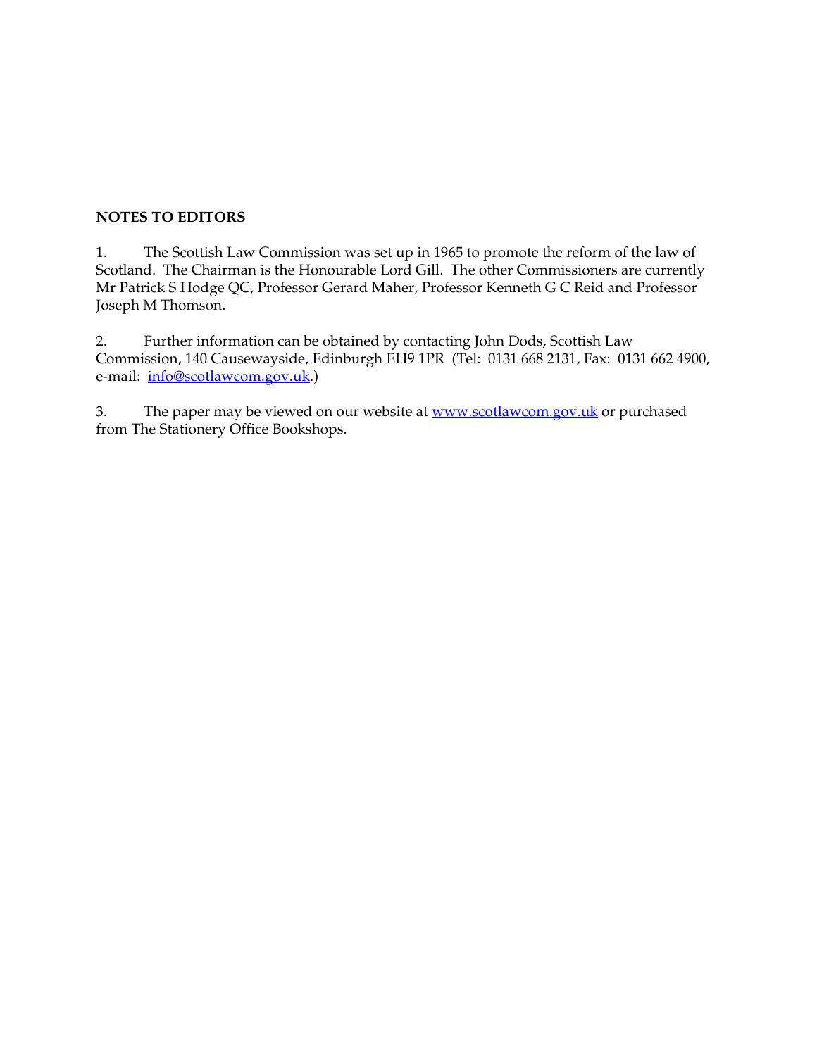**NOTES TO EDITORS**

1. The Scottish Law Commission was set up in 1965 to promote the reform of the law of Scotland. The Chairman is the Honourable Lord Gill. The other Commissioners are currently Mr Patrick S Hodge QC, Professor Gerard Maher, Professor Kenneth G C Reid and Professor Joseph M Thomson.

2. Further information can be obtained by contacting John Dods, Scottish Law Commission, 140 Causewayside, Edinburgh EH9 1PR (Tel: 0131 668 2131, Fax: 0131 662 4900, e-mail: info@scotlawcom.gov.uk.)

3. The paper may be viewed on our website at www.scotlawcom.gov.uk or purchased from The Stationery Office Bookshops.